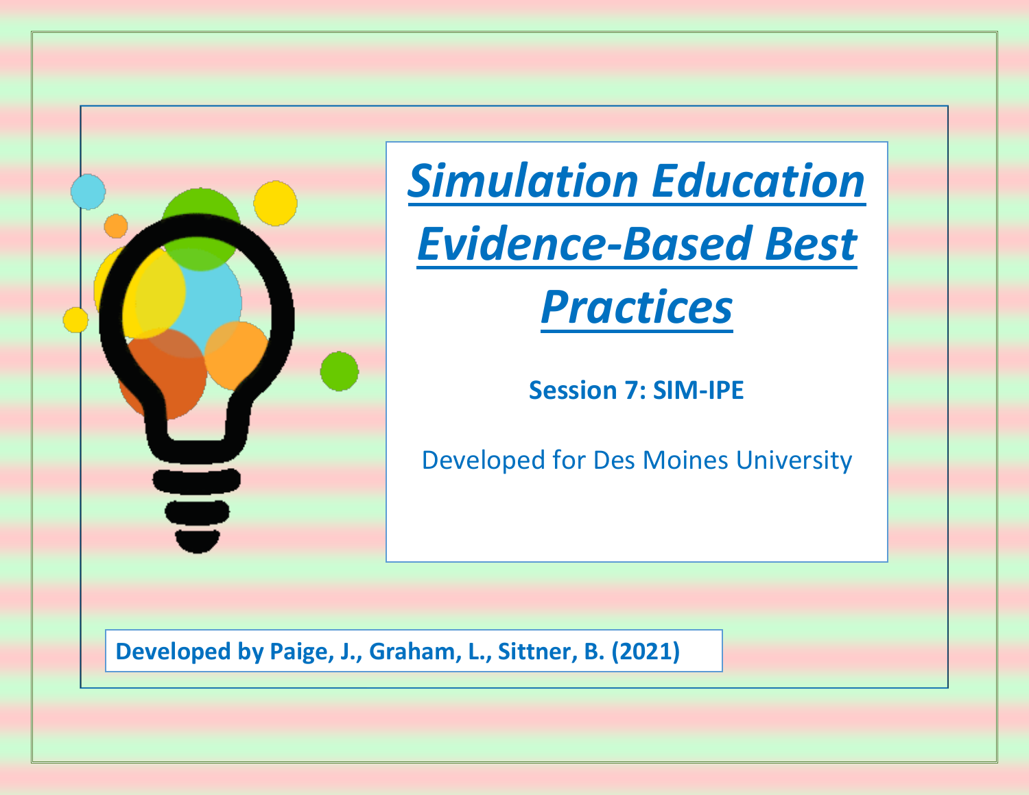# *Simulation Education Evidence-Based Best Practices*

**Session 7: SIM-IPE**

Developed for Des Moines University

**Developed by Paige, J., Graham, L., Sittner, B. (2021)**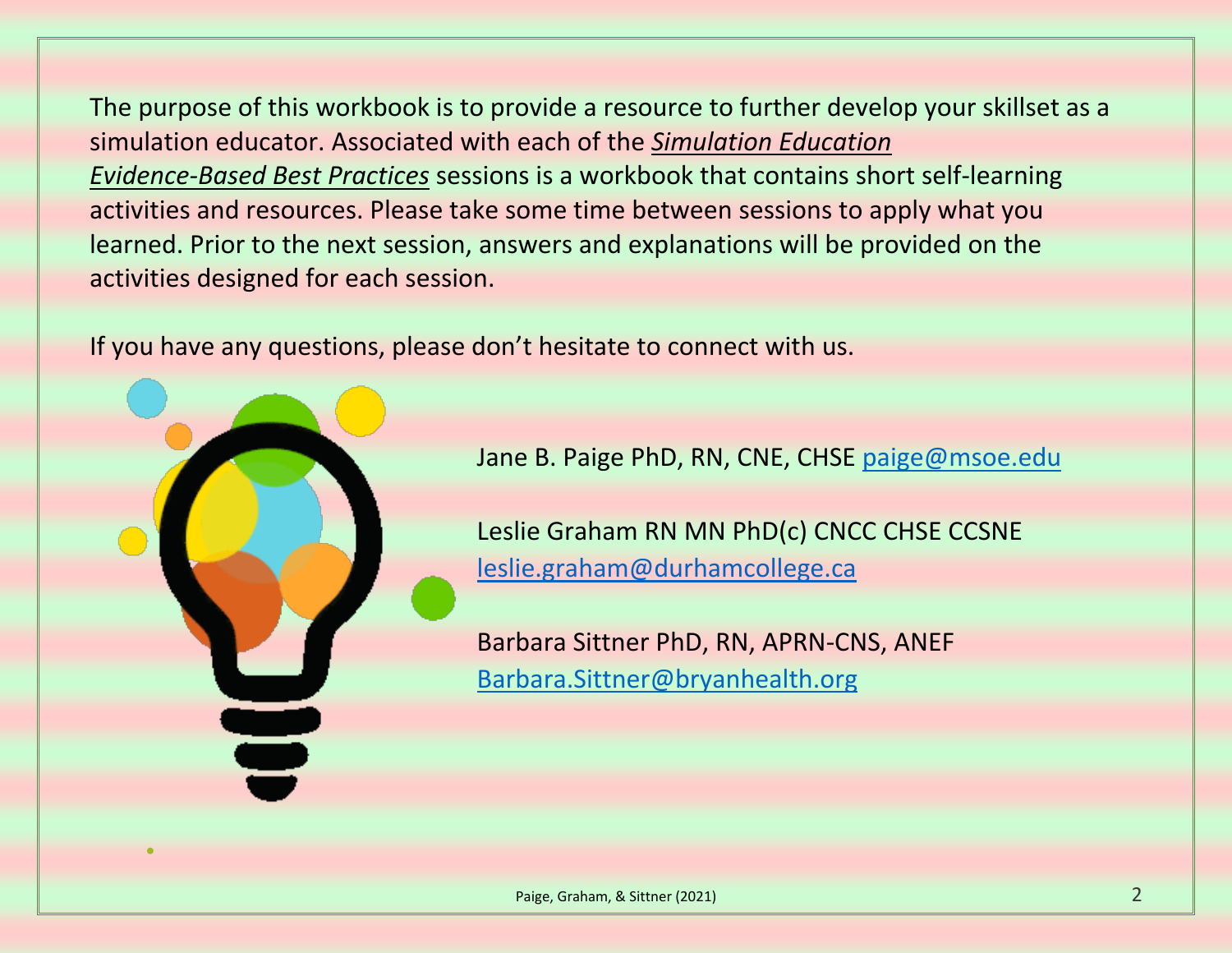The purpose of this workbook is to provide a resource to further develop your skillset as a simulation educator. Associated with each of the ***Simulation Education Evidence-Based Best Practices*** sessions is a workbook that contains short self-learning activities and resources. Please take some time between sessions to apply what you learned. Prior to the next session, answers and explanations will be provided on the activities designed for each session.

If you have any questions, please don't hesitate to connect with us.

Jane B. Paige PhD, RN, CNE, CHSE paige@msoe.edu

Leslie Graham RN MN PhD(c) CNCC CHSE CCSNE
leslie.graham@durhamcollege.ca

Barbara Sittner PhD, RN, APRN-CNS, ANEF
Barbara.Sittner@bryanhealth.org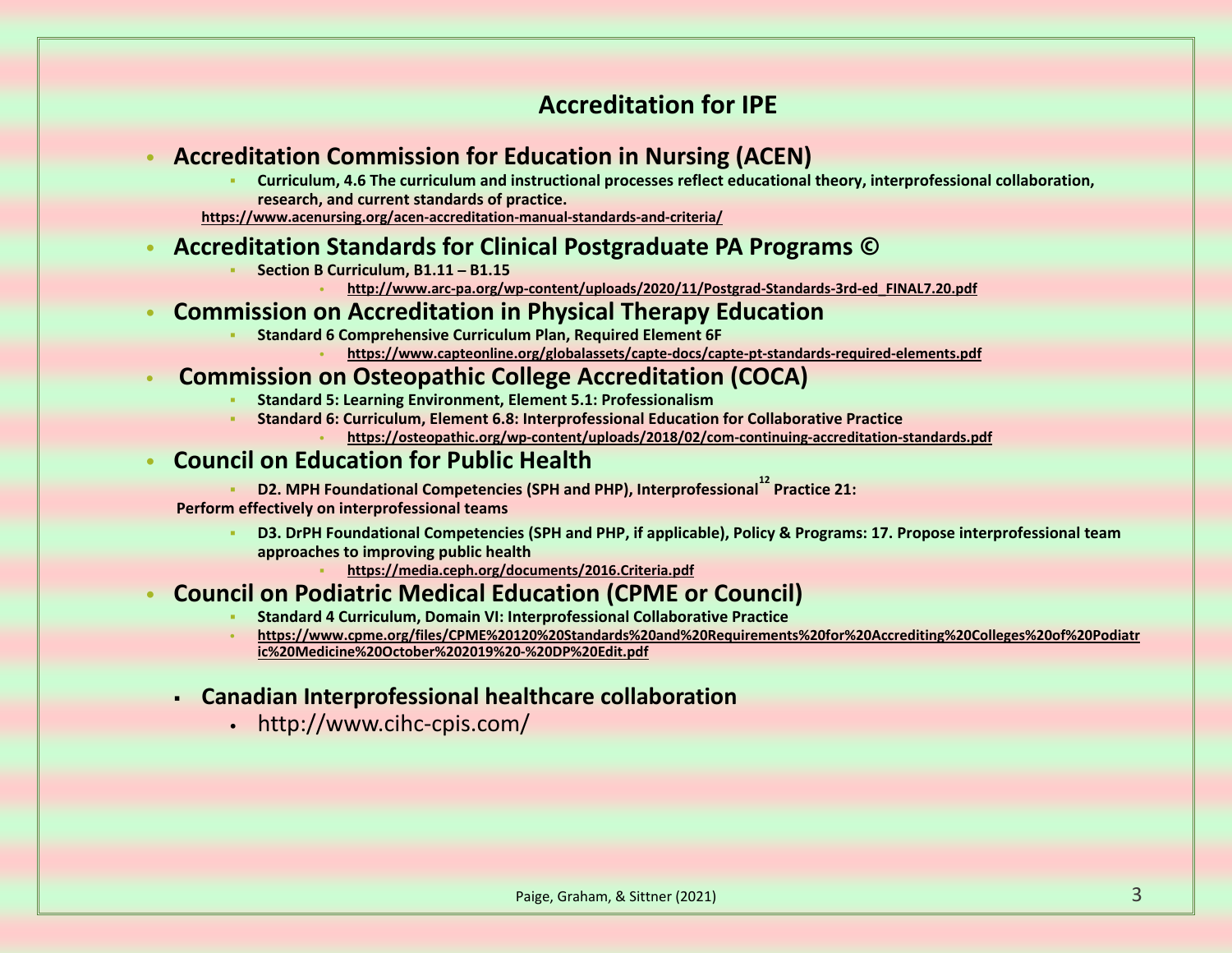## Accreditation for IPE

- **Accreditation Commission for Education in Nursing (ACEN)**
  - **Curriculum, 4.6 The curriculum and instructional processes reflect educational theory, interprofessional collaboration, research, and current standards of practice.**

  **https://www.acenursing.org/acen-accreditation-manual-standards-and-criteria/**

- **Accreditation Standards for Clinical Postgraduate PA Programs ©**
  - **Section B Curriculum, B1.11 – B1.15**
    - **http://www.arc-pa.org/wp-content/uploads/2020/11/Postgrad-Standards-3rd-ed_FINAL7.20.pdf**

- **Commission on Accreditation in Physical Therapy Education**
  - **Standard 6 Comprehensive Curriculum Plan, Required Element 6F**
    - **https://www.capteonline.org/globalassets/capte-docs/capte-pt-standards-required-elements.pdf**

- **Commission on Osteopathic College Accreditation (COCA)**
  - **Standard 5: Learning Environment, Element 5.1: Professionalism**
  - **Standard 6: Curriculum, Element 6.8: Interprofessional Education for Collaborative Practice**
    - **https://osteopathic.org/wp-content/uploads/2018/02/com-continuing-accreditation-standards.pdf**

- **Council on Education for Public Health**
  - **D2. MPH Foundational Competencies (SPH and PHP), Interprofessional[12] Practice 21: Perform effectively on interprofessional teams**
  - **D3. DrPH Foundational Competencies (SPH and PHP, if applicable), Policy & Programs: 17. Propose interprofessional team approaches to improving public health**
    - **https://media.ceph.org/documents/2016.Criteria.pdf**

- **Council on Podiatric Medical Education (CPME or Council)**
  - **Standard 4 Curriculum, Domain VI: Interprofessional Collaborative Practice**
  - **https://www.cpme.org/files/CPME%20120%20Standards%20and%20Requirements%20for%20Accrediting%20Colleges%20of%20Podiatric%20Medicine%20October%202019%20-%20DP%20Edit.pdf**

- **Canadian Interprofessional healthcare collaboration**
  - http://www.cihc-cpis.com/

Paige, Graham, & Sittner (2021)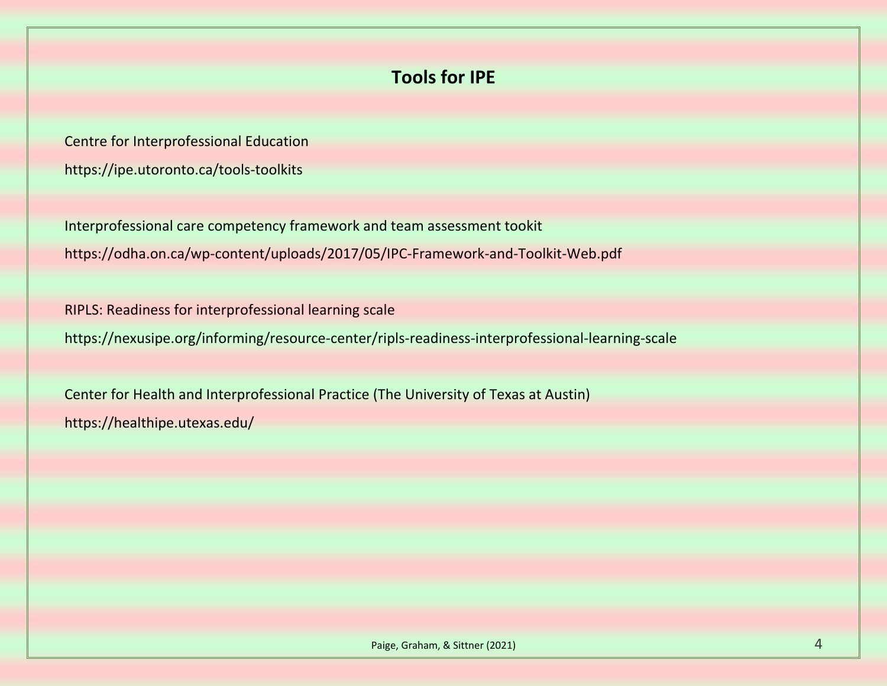# Tools for IPE

Centre for Interprofessional Education

https://ipe.utoronto.ca/tools-toolkits

Interprofessional care competency framework and team assessment tookit

https://odha.on.ca/wp-content/uploads/2017/05/IPC-Framework-and-Toolkit-Web.pdf

RIPLS: Readiness for interprofessional learning scale

https://nexusipe.org/informing/resource-center/ripls-readiness-interprofessional-learning-scale

Center for Health and Interprofessional Practice (The University of Texas at Austin)

https://healthipe.utexas.edu/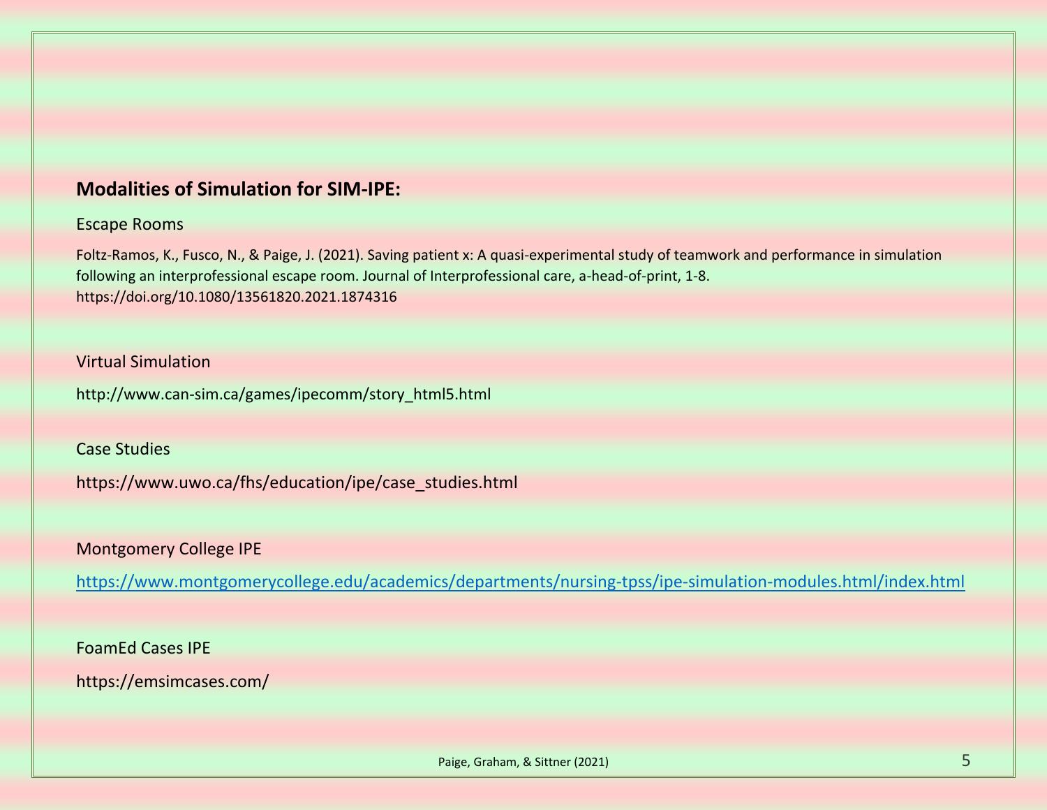## Modalities of Simulation for SIM-IPE:

Escape Rooms

Foltz-Ramos, K., Fusco, N., & Paige, J. (2021). Saving patient x: A quasi-experimental study of teamwork and performance in simulation following an interprofessional escape room. Journal of Interprofessional care, a-head-of-print, 1-8. https://doi.org/10.1080/13561820.2021.1874316

Virtual Simulation

http://www.can-sim.ca/games/ipecomm/story_html5.html

Case Studies

https://www.uwo.ca/fhs/education/ipe/case_studies.html

Montgomery College IPE

https://www.montgomerycollege.edu/academics/departments/nursing-tpss/ipe-simulation-modules.html/index.html

FoamEd Cases IPE

https://emsimcases.com/